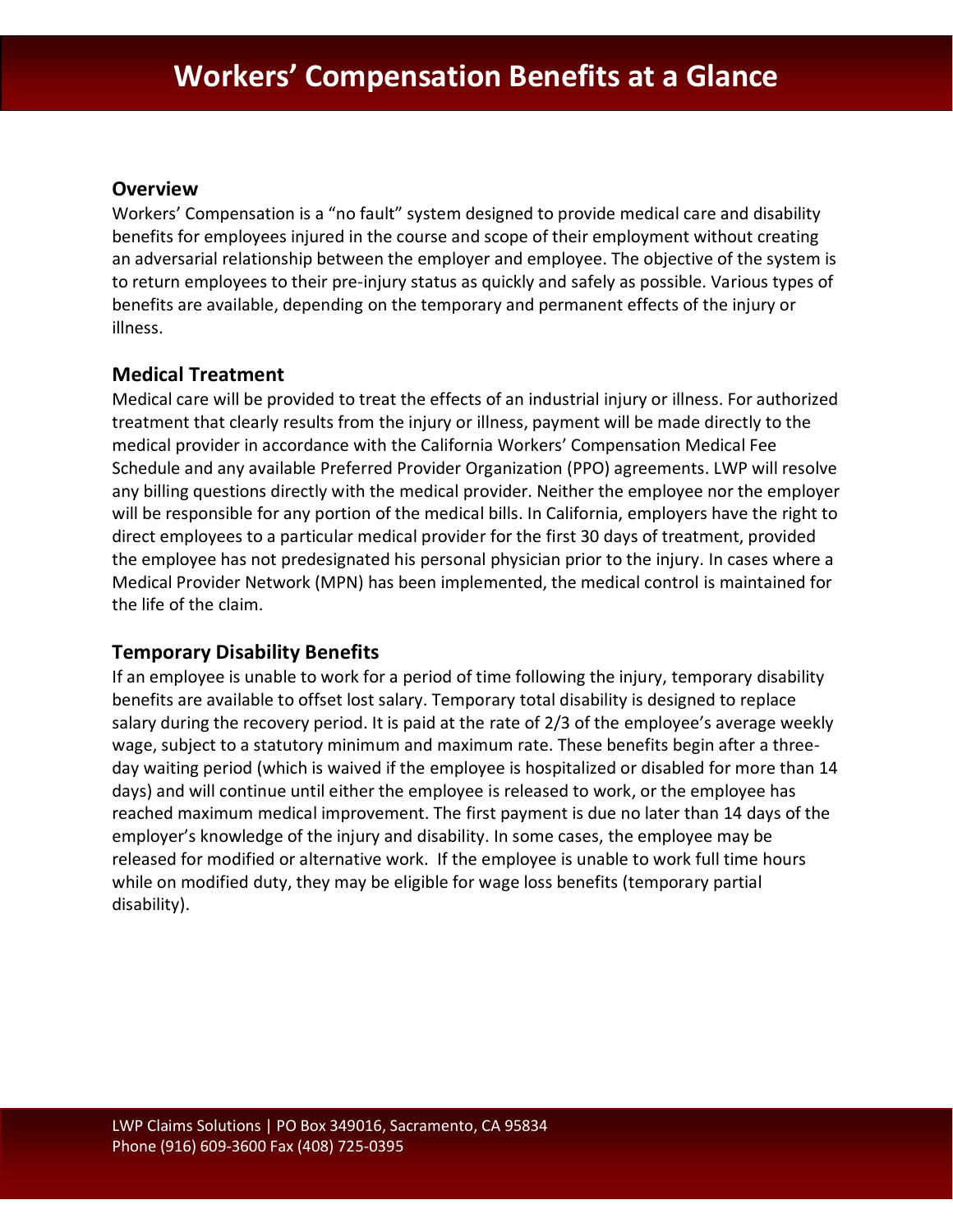# Workers' Compensation Benefits at a Glance

## Overview

Workers' Compensation is a "no fault" system designed to provide medical care and disability benefits for employees injured in the course and scope of their employment without creating an adversarial relationship between the employer and employee. The objective of the system is to return employees to their pre-injury status as quickly and safely as possible. Various types of benefits are available, depending on the temporary and permanent effects of the injury or illness.

## Medical Treatment

Medical care will be provided to treat the effects of an industrial injury or illness. For authorized treatment that clearly results from the injury or illness, payment will be made directly to the medical provider in accordance with the California Workers' Compensation Medical Fee Schedule and any available Preferred Provider Organization (PPO) agreements. LWP will resolve any billing questions directly with the medical provider. Neither the employee nor the employer will be responsible for any portion of the medical bills. In California, employers have the right to direct employees to a particular medical provider for the first 30 days of treatment, provided the employee has not predesignated his personal physician prior to the injury. In cases where a Medical Provider Network (MPN) has been implemented, the medical control is maintained for the life of the claim.

## Temporary Disability Benefits

If an employee is unable to work for a period of time following the injury, temporary disability benefits are available to offset lost salary. Temporary total disability is designed to replace salary during the recovery period. It is paid at the rate of 2/3 of the employee's average weekly wage, subject to a statutory minimum and maximum rate. These benefits begin after a three-day waiting period (which is waived if the employee is hospitalized or disabled for more than 14 days) and will continue until either the employee is released to work, or the employee has reached maximum medical improvement. The first payment is due no later than 14 days of the employer's knowledge of the injury and disability. In some cases, the employee may be released for modified or alternative work. If the employee is unable to work full time hours while on modified duty, they may be eligible for wage loss benefits (temporary partial disability).

LWP Claims Solutions | PO Box 349016, Sacramento, CA 95834
Phone (916) 609-3600 Fax (408) 725-0395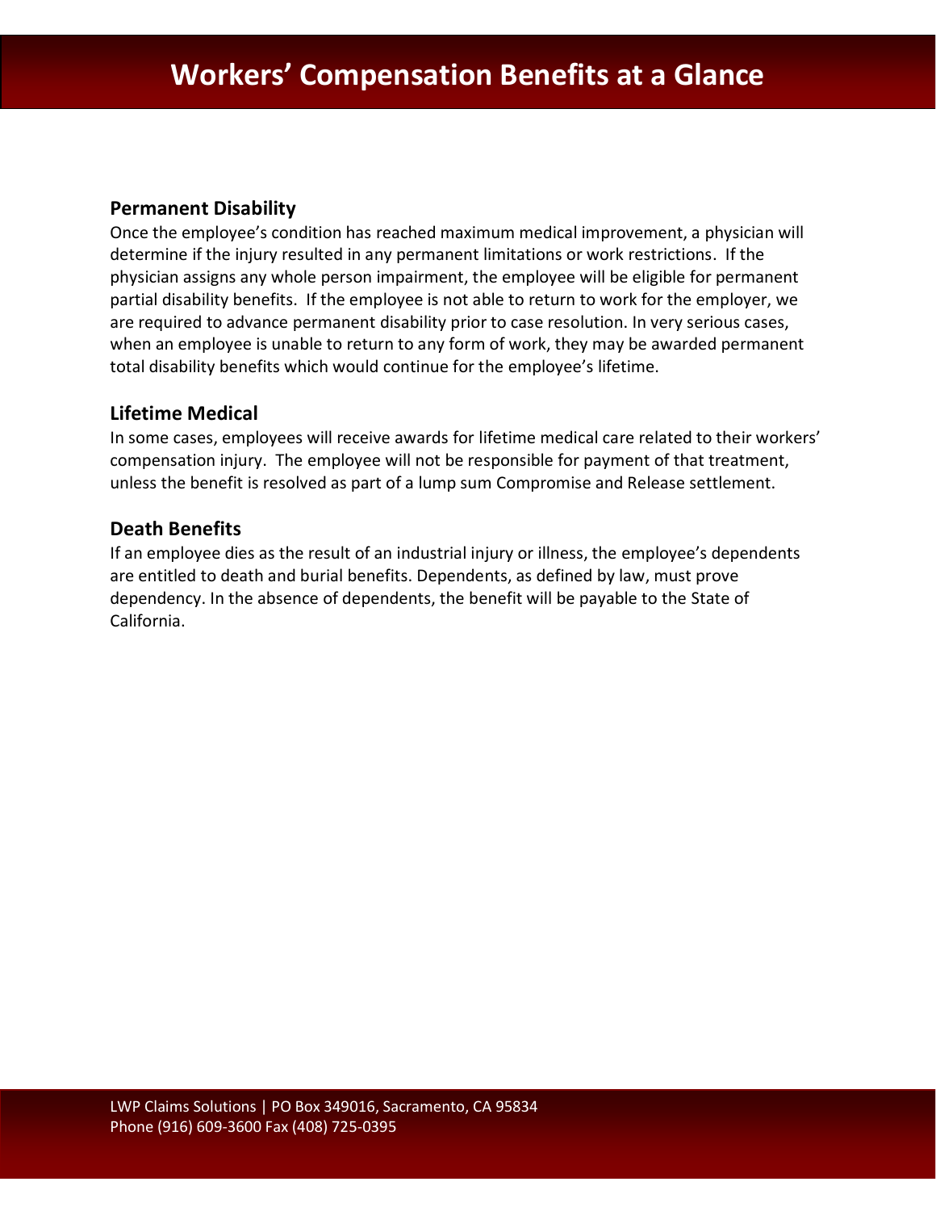# Workers' Compensation Benefits at a Glance

## Permanent Disability

Once the employee's condition has reached maximum medical improvement, a physician will determine if the injury resulted in any permanent limitations or work restrictions. If the physician assigns any whole person impairment, the employee will be eligible for permanent partial disability benefits. If the employee is not able to return to work for the employer, we are required to advance permanent disability prior to case resolution. In very serious cases, when an employee is unable to return to any form of work, they may be awarded permanent total disability benefits which would continue for the employee's lifetime.

## Lifetime Medical

In some cases, employees will receive awards for lifetime medical care related to their workers' compensation injury. The employee will not be responsible for payment of that treatment, unless the benefit is resolved as part of a lump sum Compromise and Release settlement.

## Death Benefits

If an employee dies as the result of an industrial injury or illness, the employee's dependents are entitled to death and burial benefits. Dependents, as defined by law, must prove dependency. In the absence of dependents, the benefit will be payable to the State of California.

LWP Claims Solutions | PO Box 349016, Sacramento, CA 95834
Phone (916) 609-3600 Fax (408) 725-0395